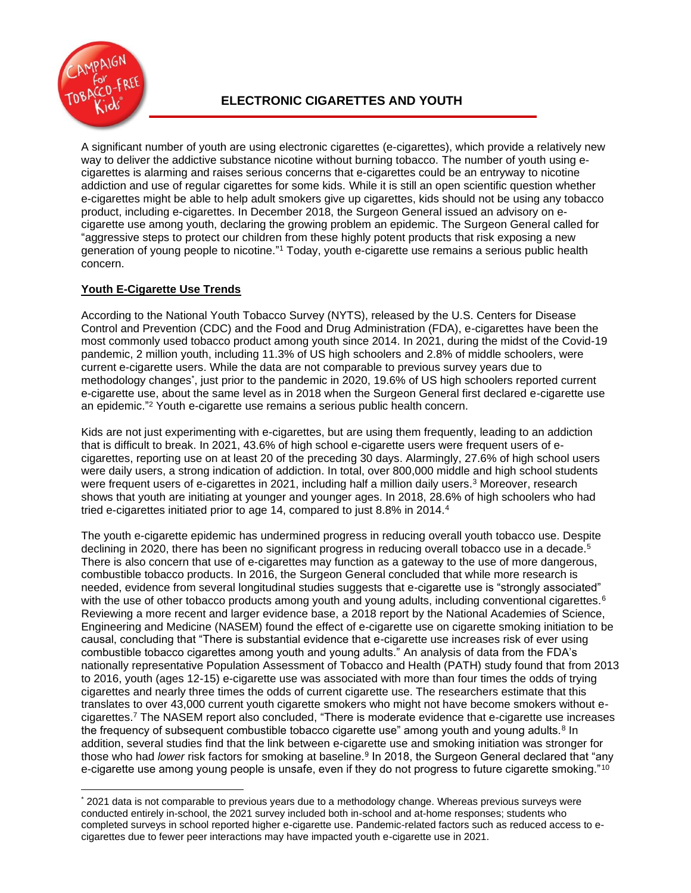# ELECTRONIC CIGARETTES AND YOUTH

A significant number of youth are using electronic cigarettes (e-cigarettes), which provide a relatively new way to deliver the addictive substance nicotine without burning tobacco. The number of youth using e-cigarettes is alarming and raises serious concerns that e-cigarettes could be an entryway to nicotine addiction and use of regular cigarettes for some kids. While it is still an open scientific question whether e-cigarettes might be able to help adult smokers give up cigarettes, kids should not be using any tobacco product, including e-cigarettes. In December 2018, the Surgeon General issued an advisory on e-cigarette use among youth, declaring the growing problem an epidemic. The Surgeon General called for "aggressive steps to protect our children from these highly potent products that risk exposing a new generation of young people to nicotine."[1] Today, youth e-cigarette use remains a serious public health concern.

## Youth E-Cigarette Use Trends

According to the National Youth Tobacco Survey (NYTS), released by the U.S. Centers for Disease Control and Prevention (CDC) and the Food and Drug Administration (FDA), e-cigarettes have been the most commonly used tobacco product among youth since 2014. In 2021, during the midst of the Covid-19 pandemic, 2 million youth, including 11.3% of US high schoolers and 2.8% of middle schoolers, were current e-cigarette users. While the data are not comparable to previous survey years due to methodology changes*, just prior to the pandemic in 2020, 19.6% of US high schoolers reported current e-cigarette use, about the same level as in 2018 when the Surgeon General first declared e-cigarette use an epidemic."[2] Youth e-cigarette use remains a serious public health concern.

Kids are not just experimenting with e-cigarettes, but are using them frequently, leading to an addiction that is difficult to break. In 2021, 43.6% of high school e-cigarette users were frequent users of e-cigarettes, reporting use on at least 20 of the preceding 30 days. Alarmingly, 27.6% of high school users were daily users, a strong indication of addiction. In total, over 800,000 middle and high school students were frequent users of e-cigarettes in 2021, including half a million daily users.[3] Moreover, research shows that youth are initiating at younger and younger ages. In 2018, 28.6% of high schoolers who had tried e-cigarettes initiated prior to age 14, compared to just 8.8% in 2014.[4]

The youth e-cigarette epidemic has undermined progress in reducing overall youth tobacco use. Despite declining in 2020, there has been no significant progress in reducing overall tobacco use in a decade.[5] There is also concern that use of e-cigarettes may function as a gateway to the use of more dangerous, combustible tobacco products. In 2016, the Surgeon General concluded that while more research is needed, evidence from several longitudinal studies suggests that e-cigarette use is "strongly associated" with the use of other tobacco products among youth and young adults, including conventional cigarettes.[6] Reviewing a more recent and larger evidence base, a 2018 report by the National Academies of Science, Engineering and Medicine (NASEM) found the effect of e-cigarette use on cigarette smoking initiation to be causal, concluding that "There is substantial evidence that e-cigarette use increases risk of ever using combustible tobacco cigarettes among youth and young adults." An analysis of data from the FDA's nationally representative Population Assessment of Tobacco and Health (PATH) study found that from 2013 to 2016, youth (ages 12-15) e-cigarette use was associated with more than four times the odds of trying cigarettes and nearly three times the odds of current cigarette use. The researchers estimate that this translates to over 43,000 current youth cigarette smokers who might not have become smokers without e-cigarettes.[7] The NASEM report also concluded, "There is moderate evidence that e-cigarette use increases the frequency of subsequent combustible tobacco cigarette use" among youth and young adults.[8] In addition, several studies find that the link between e-cigarette use and smoking initiation was stronger for those who had *lower* risk factors for smoking at baseline.[9] In 2018, the Surgeon General declared that "any e-cigarette use among young people is unsafe, even if they do not progress to future cigarette smoking."[10]

---

* 2021 data is not comparable to previous years due to a methodology change. Whereas previous surveys were conducted entirely in-school, the 2021 survey included both in-school and at-home responses; students who completed surveys in school reported higher e-cigarette use. Pandemic-related factors such as reduced access to e-cigarettes due to fewer peer interactions may have impacted youth e-cigarette use in 2021.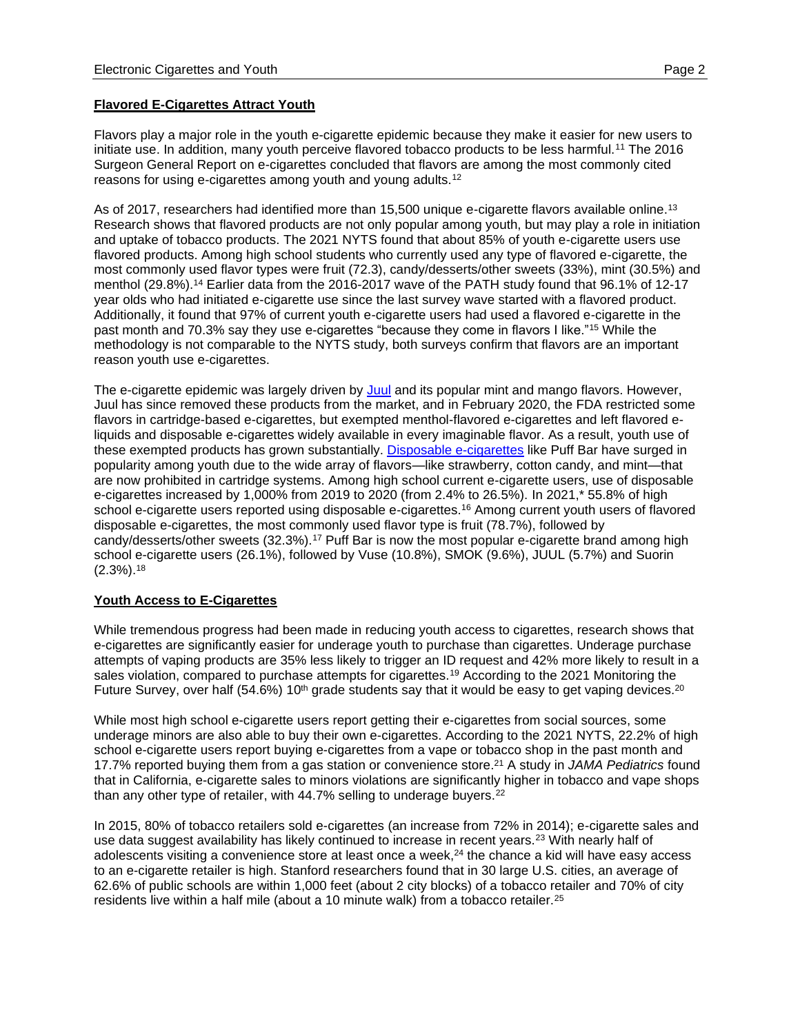## Flavored E-Cigarettes Attract Youth

Flavors play a major role in the youth e-cigarette epidemic because they make it easier for new users to initiate use. In addition, many youth perceive flavored tobacco products to be less harmful.[11] The 2016 Surgeon General Report on e-cigarettes concluded that flavors are among the most commonly cited reasons for using e-cigarettes among youth and young adults.[12]

As of 2017, researchers had identified more than 15,500 unique e-cigarette flavors available online.[13] Research shows that flavored products are not only popular among youth, but may play a role in initiation and uptake of tobacco products. The 2021 NYTS found that about 85% of youth e-cigarette users use flavored products. Among high school students who currently used any type of flavored e-cigarette, the most commonly used flavor types were fruit (72.3), candy/desserts/other sweets (33%), mint (30.5%) and menthol (29.8%).[14] Earlier data from the 2016-2017 wave of the PATH study found that 96.1% of 12-17 year olds who had initiated e-cigarette use since the last survey wave started with a flavored product. Additionally, it found that 97% of current youth e-cigarette users had used a flavored e-cigarette in the past month and 70.3% say they use e-cigarettes "because they come in flavors I like."[15] While the methodology is not comparable to the NYTS study, both surveys confirm that flavors are an important reason youth use e-cigarettes.

The e-cigarette epidemic was largely driven by Juul and its popular mint and mango flavors. However, Juul has since removed these products from the market, and in February 2020, the FDA restricted some flavors in cartridge-based e-cigarettes, but exempted menthol-flavored e-cigarettes and left flavored e-liquids and disposable e-cigarettes widely available in every imaginable flavor. As a result, youth use of these exempted products has grown substantially. Disposable e-cigarettes like Puff Bar have surged in popularity among youth due to the wide array of flavors—like strawberry, cotton candy, and mint—that are now prohibited in cartridge systems. Among high school current e-cigarette users, use of disposable e-cigarettes increased by 1,000% from 2019 to 2020 (from 2.4% to 26.5%). In 2021,* 55.8% of high school e-cigarette users reported using disposable e-cigarettes.[16] Among current youth users of flavored disposable e-cigarettes, the most commonly used flavor type is fruit (78.7%), followed by candy/desserts/other sweets (32.3%).[17] Puff Bar is now the most popular e-cigarette brand among high school e-cigarette users (26.1%), followed by Vuse (10.8%), SMOK (9.6%), JUUL (5.7%) and Suorin (2.3%).[18]

## Youth Access to E-Cigarettes

While tremendous progress had been made in reducing youth access to cigarettes, research shows that e-cigarettes are significantly easier for underage youth to purchase than cigarettes. Underage purchase attempts of vaping products are 35% less likely to trigger an ID request and 42% more likely to result in a sales violation, compared to purchase attempts for cigarettes.[19] According to the 2021 Monitoring the Future Survey, over half (54.6%) 10th grade students say that it would be easy to get vaping devices.[20]

While most high school e-cigarette users report getting their e-cigarettes from social sources, some underage minors are also able to buy their own e-cigarettes. According to the 2021 NYTS, 22.2% of high school e-cigarette users report buying e-cigarettes from a vape or tobacco shop in the past month and 17.7% reported buying them from a gas station or convenience store.[21] A study in *JAMA Pediatrics* found that in California, e-cigarette sales to minors violations are significantly higher in tobacco and vape shops than any other type of retailer, with 44.7% selling to underage buyers.[22]

In 2015, 80% of tobacco retailers sold e-cigarettes (an increase from 72% in 2014); e-cigarette sales and use data suggest availability has likely continued to increase in recent years.[23] With nearly half of adolescents visiting a convenience store at least once a week,[24] the chance a kid will have easy access to an e-cigarette retailer is high. Stanford researchers found that in 30 large U.S. cities, an average of 62.6% of public schools are within 1,000 feet (about 2 city blocks) of a tobacco retailer and 70% of city residents live within a half mile (about a 10 minute walk) from a tobacco retailer.[25]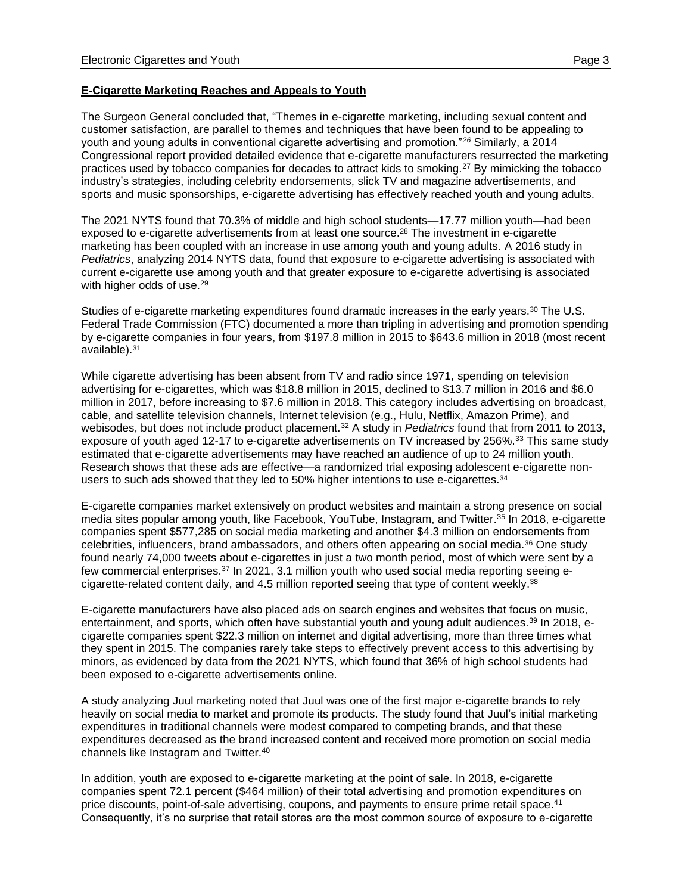## E-Cigarette Marketing Reaches and Appeals to Youth

The Surgeon General concluded that, "Themes in e-cigarette marketing, including sexual content and customer satisfaction, are parallel to themes and techniques that have been found to be appealing to youth and young adults in conventional cigarette advertising and promotion."[26] Similarly, a 2014 Congressional report provided detailed evidence that e-cigarette manufacturers resurrected the marketing practices used by tobacco companies for decades to attract kids to smoking.[27] By mimicking the tobacco industry's strategies, including celebrity endorsements, slick TV and magazine advertisements, and sports and music sponsorships, e-cigarette advertising has effectively reached youth and young adults.

The 2021 NYTS found that 70.3% of middle and high school students—17.77 million youth—had been exposed to e-cigarette advertisements from at least one source.[28] The investment in e-cigarette marketing has been coupled with an increase in use among youth and young adults. A 2016 study in *Pediatrics*, analyzing 2014 NYTS data, found that exposure to e-cigarette advertising is associated with current e-cigarette use among youth and that greater exposure to e-cigarette advertising is associated with higher odds of use.[29]

Studies of e-cigarette marketing expenditures found dramatic increases in the early years.[30] The U.S. Federal Trade Commission (FTC) documented a more than tripling in advertising and promotion spending by e-cigarette companies in four years, from $197.8 million in 2015 to $643.6 million in 2018 (most recent available).[31]

While cigarette advertising has been absent from TV and radio since 1971, spending on television advertising for e-cigarettes, which was $18.8 million in 2015, declined to $13.7 million in 2016 and $6.0 million in 2017, before increasing to $7.6 million in 2018. This category includes advertising on broadcast, cable, and satellite television channels, Internet television (e.g., Hulu, Netflix, Amazon Prime), and webisodes, but does not include product placement.[32] A study in *Pediatrics* found that from 2011 to 2013, exposure of youth aged 12-17 to e-cigarette advertisements on TV increased by 256%.[33] This same study estimated that e-cigarette advertisements may have reached an audience of up to 24 million youth. Research shows that these ads are effective—a randomized trial exposing adolescent e-cigarette non-users to such ads showed that they led to 50% higher intentions to use e-cigarettes.[34]

E-cigarette companies market extensively on product websites and maintain a strong presence on social media sites popular among youth, like Facebook, YouTube, Instagram, and Twitter.[35] In 2018, e-cigarette companies spent $577,285 on social media marketing and another $4.3 million on endorsements from celebrities, influencers, brand ambassadors, and others often appearing on social media.[36] One study found nearly 74,000 tweets about e-cigarettes in just a two month period, most of which were sent by a few commercial enterprises.[37] In 2021, 3.1 million youth who used social media reporting seeing e-cigarette-related content daily, and 4.5 million reported seeing that type of content weekly.[38]

E-cigarette manufacturers have also placed ads on search engines and websites that focus on music, entertainment, and sports, which often have substantial youth and young adult audiences.[39] In 2018, e-cigarette companies spent $22.3 million on internet and digital advertising, more than three times what they spent in 2015. The companies rarely take steps to effectively prevent access to this advertising by minors, as evidenced by data from the 2021 NYTS, which found that 36% of high school students had been exposed to e-cigarette advertisements online.

A study analyzing Juul marketing noted that Juul was one of the first major e-cigarette brands to rely heavily on social media to market and promote its products. The study found that Juul's initial marketing expenditures in traditional channels were modest compared to competing brands, and that these expenditures decreased as the brand increased content and received more promotion on social media channels like Instagram and Twitter.[40]

In addition, youth are exposed to e-cigarette marketing at the point of sale. In 2018, e-cigarette companies spent 72.1 percent ($464 million) of their total advertising and promotion expenditures on price discounts, point-of-sale advertising, coupons, and payments to ensure prime retail space.[41] Consequently, it's no surprise that retail stores are the most common source of exposure to e-cigarette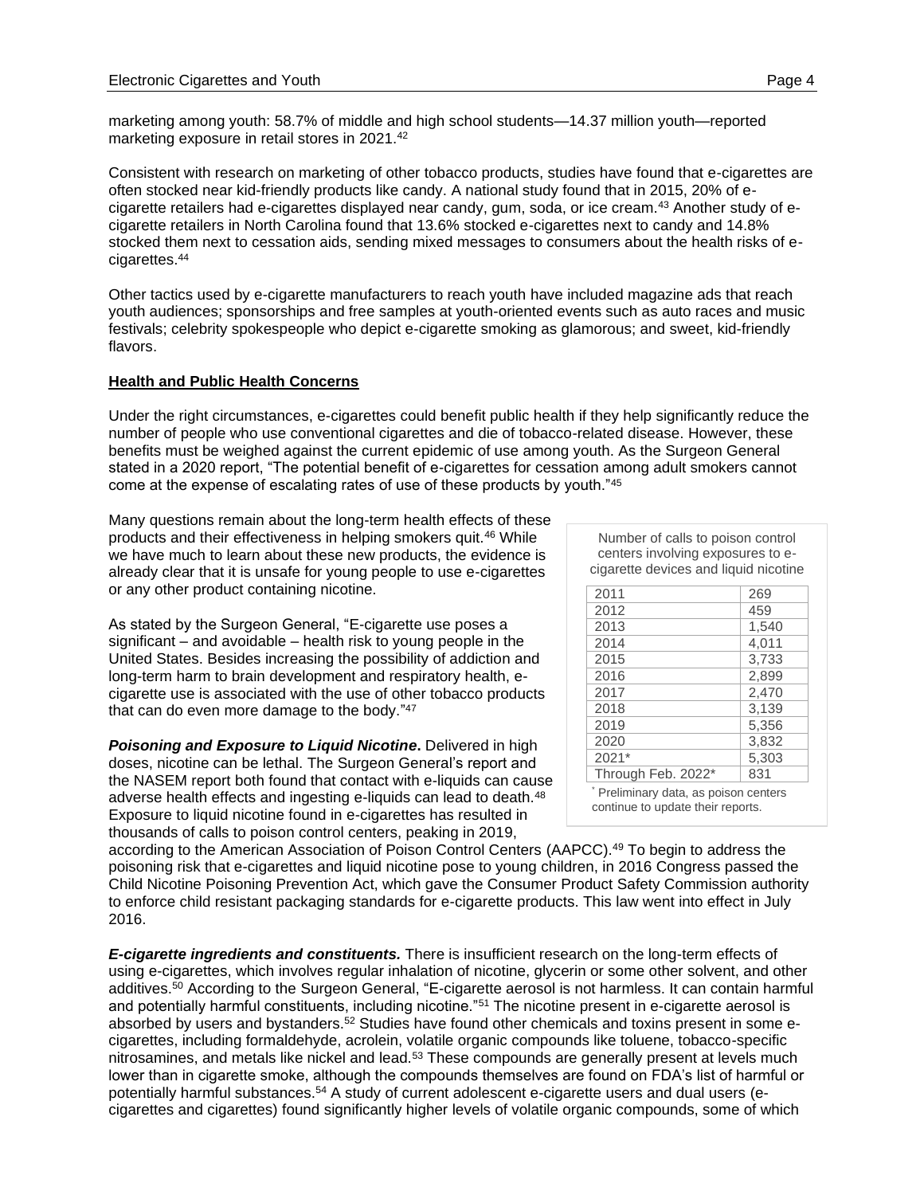marketing among youth: 58.7% of middle and high school students—14.37 million youth—reported marketing exposure in retail stores in 2021.[42]

Consistent with research on marketing of other tobacco products, studies have found that e-cigarettes are often stocked near kid-friendly products like candy. A national study found that in 2015, 20% of e-cigarette retailers had e-cigarettes displayed near candy, gum, soda, or ice cream.[43] Another study of e-cigarette retailers in North Carolina found that 13.6% stocked e-cigarettes next to candy and 14.8% stocked them next to cessation aids, sending mixed messages to consumers about the health risks of e-cigarettes.[44]

Other tactics used by e-cigarette manufacturers to reach youth have included magazine ads that reach youth audiences; sponsorships and free samples at youth-oriented events such as auto races and music festivals; celebrity spokespeople who depict e-cigarette smoking as glamorous; and sweet, kid-friendly flavors.

**Health and Public Health Concerns**

Under the right circumstances, e-cigarettes could benefit public health if they help significantly reduce the number of people who use conventional cigarettes and die of tobacco-related disease. However, these benefits must be weighed against the current epidemic of use among youth. As the Surgeon General stated in a 2020 report, "The potential benefit of e-cigarettes for cessation among adult smokers cannot come at the expense of escalating rates of use of these products by youth."[45]

Many questions remain about the long-term health effects of these products and their effectiveness in helping smokers quit.[46] While we have much to learn about these new products, the evidence is already clear that it is unsafe for young people to use e-cigarettes or any other product containing nicotine.

As stated by the Surgeon General, "E-cigarette use poses a significant – and avoidable – health risk to young people in the United States. Besides increasing the possibility of addiction and long-term harm to brain development and respiratory health, e-cigarette use is associated with the use of other tobacco products that can do even more damage to the body."[47]

***Poisoning and Exposure to Liquid Nicotine*.** Delivered in high doses, nicotine can be lethal. The Surgeon General's report and the NASEM report both found that contact with e-liquids can cause adverse health effects and ingesting e-liquids can lead to death.[48] Exposure to liquid nicotine found in e-cigarettes has resulted in thousands of calls to poison control centers, peaking in 2019, according to the American Association of Poison Control Centers (AAPCC).[49] To begin to address the poisoning risk that e-cigarettes and liquid nicotine pose to young children, in 2016 Congress passed the Child Nicotine Poisoning Prevention Act, which gave the Consumer Product Safety Commission authority to enforce child resistant packaging standards for e-cigarette products. This law went into effect in July 2016.

Number of calls to poison control centers involving exposures to e-cigarette devices and liquid nicotine

| Year | Calls |
|---|---|
| 2011 | 269 |
| 2012 | 459 |
| 2013 | 1,540 |
| 2014 | 4,011 |
| 2015 | 3,733 |
| 2016 | 2,899 |
| 2017 | 2,470 |
| 2018 | 3,139 |
| 2019 | 5,356 |
| 2020 | 3,832 |
| 2021* | 5,303 |
| Through Feb. 2022* | 831 |

\* Preliminary data, as poison centers continue to update their reports.

***E-cigarette ingredients and constituents.*** There is insufficient research on the long-term effects of using e-cigarettes, which involves regular inhalation of nicotine, glycerin or some other solvent, and other additives.[50] According to the Surgeon General, "E-cigarette aerosol is not harmless. It can contain harmful and potentially harmful constituents, including nicotine."[51] The nicotine present in e-cigarette aerosol is absorbed by users and bystanders.[52] Studies have found other chemicals and toxins present in some e-cigarettes, including formaldehyde, acrolein, volatile organic compounds like toluene, tobacco-specific nitrosamines, and metals like nickel and lead.[53] These compounds are generally present at levels much lower than in cigarette smoke, although the compounds themselves are found on FDA's list of harmful or potentially harmful substances.[54] A study of current adolescent e-cigarette users and dual users (e-cigarettes and cigarettes) found significantly higher levels of volatile organic compounds, some of which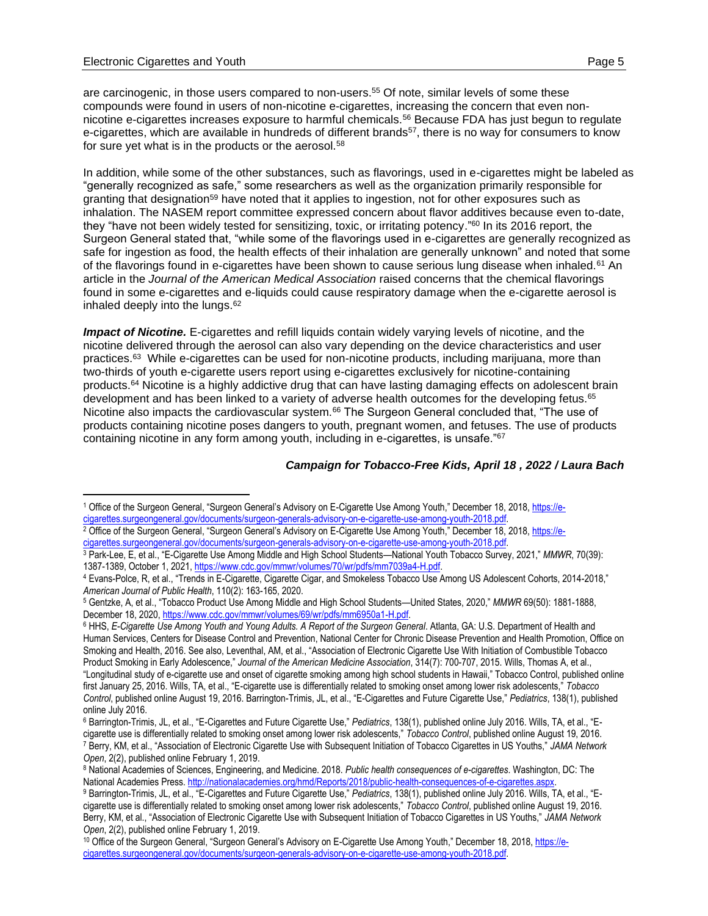are carcinogenic, in those users compared to non-users.[55] Of note, similar levels of some these compounds were found in users of non-nicotine e-cigarettes, increasing the concern that even non-nicotine e-cigarettes increases exposure to harmful chemicals.[56] Because FDA has just begun to regulate e-cigarettes, which are available in hundreds of different brands[57], there is no way for consumers to know for sure yet what is in the products or the aerosol.[58]

In addition, while some of the other substances, such as flavorings, used in e-cigarettes might be labeled as "generally recognized as safe," some researchers as well as the organization primarily responsible for granting that designation[59] have noted that it applies to ingestion, not for other exposures such as inhalation. The NASEM report committee expressed concern about flavor additives because even to-date, they "have not been widely tested for sensitizing, toxic, or irritating potency."[60] In its 2016 report, the Surgeon General stated that, "while some of the flavorings used in e-cigarettes are generally recognized as safe for ingestion as food, the health effects of their inhalation are generally unknown" and noted that some of the flavorings found in e-cigarettes have been shown to cause serious lung disease when inhaled.[61] An article in the *Journal of the American Medical Association* raised concerns that the chemical flavorings found in some e-cigarettes and e-liquids could cause respiratory damage when the e-cigarette aerosol is inhaled deeply into the lungs.[62]

***Impact of Nicotine.*** E-cigarettes and refill liquids contain widely varying levels of nicotine, and the nicotine delivered through the aerosol can also vary depending on the device characteristics and user practices.[63] While e-cigarettes can be used for non-nicotine products, including marijuana, more than two-thirds of youth e-cigarette users report using e-cigarettes exclusively for nicotine-containing products.[64] Nicotine is a highly addictive drug that can have lasting damaging effects on adolescent brain development and has been linked to a variety of adverse health outcomes for the developing fetus.[65] Nicotine also impacts the cardiovascular system.[66] The Surgeon General concluded that, "The use of products containing nicotine poses dangers to youth, pregnant women, and fetuses. The use of products containing nicotine in any form among youth, including in e-cigarettes, is unsafe."[67]

***Campaign for Tobacco-Free Kids, April 18 , 2022 / Laura Bach***

---

[1] Office of the Surgeon General, "Surgeon General's Advisory on E-Cigarette Use Among Youth," December 18, 2018, https://e-cigarettes.surgeongeneral.gov/documents/surgeon-generals-advisory-on-e-cigarette-use-among-youth-2018.pdf.

[2] Office of the Surgeon General, "Surgeon General's Advisory on E-Cigarette Use Among Youth," December 18, 2018, https://e-cigarettes.surgeongeneral.gov/documents/surgeon-generals-advisory-on-e-cigarette-use-among-youth-2018.pdf.

[3] Park-Lee, E, et al., "E-Cigarette Use Among Middle and High School Students—National Youth Tobacco Survey, 2021," *MMWR*, 70(39): 1387-1389, October 1, 2021, https://www.cdc.gov/mmwr/volumes/70/wr/pdfs/mm7039a4-H.pdf.

[4] Evans-Polce, R, et al., "Trends in E-Cigarette, Cigarette Cigar, and Smokeless Tobacco Use Among US Adolescent Cohorts, 2014-2018," *American Journal of Public Health*, 110(2): 163-165, 2020.

[5] Gentzke, A, et al., "Tobacco Product Use Among Middle and High School Students—United States, 2020," *MMWR* 69(50): 1881-1888, December 18, 2020, https://www.cdc.gov/mmwr/volumes/69/wr/pdfs/mm6950a1-H.pdf.

[6] HHS, *E-Cigarette Use Among Youth and Young Adults. A Report of the Surgeon General*. Atlanta, GA: U.S. Department of Health and Human Services, Centers for Disease Control and Prevention, National Center for Chronic Disease Prevention and Health Promotion, Office on Smoking and Health, 2016. See also, Leventhal, AM, et al., "Association of Electronic Cigarette Use With Initiation of Combustible Tobacco Product Smoking in Early Adolescence," *Journal of the American Medicine Association*, 314(7): 700-707, 2015. Wills, Thomas A, et al., "Longitudinal study of e-cigarette use and onset of cigarette smoking among high school students in Hawaii," Tobacco Control, published online first January 25, 2016. Wills, TA, et al., "E-cigarette use is differentially related to smoking onset among lower risk adolescents," *Tobacco Control*, published online August 19, 2016. Barrington-Trimis, JL, et al., "E-Cigarettes and Future Cigarette Use," *Pediatrics*, 138(1), published online July 2016.

[6] Barrington-Trimis, JL, et al., "E-Cigarettes and Future Cigarette Use," *Pediatrics*, 138(1), published online July 2016. Wills, TA, et al., "E-cigarette use is differentially related to smoking onset among lower risk adolescents," *Tobacco Control*, published online August 19, 2016.

[7] Berry, KM, et al., "Association of Electronic Cigarette Use with Subsequent Initiation of Tobacco Cigarettes in US Youths," *JAMA Network Open*, 2(2), published online February 1, 2019.

[8] National Academies of Sciences, Engineering, and Medicine. 2018. *Public health consequences of e-cigarettes*. Washington, DC: The National Academies Press. http://nationalacademies.org/hmd/Reports/2018/public-health-consequences-of-e-cigarettes.aspx.

[9] Barrington-Trimis, JL, et al., "E-Cigarettes and Future Cigarette Use," *Pediatrics*, 138(1), published online July 2016. Wills, TA, et al., "E-cigarette use is differentially related to smoking onset among lower risk adolescents," *Tobacco Control*, published online August 19, 2016. Berry, KM, et al., "Association of Electronic Cigarette Use with Subsequent Initiation of Tobacco Cigarettes in US Youths," *JAMA Network Open*, 2(2), published online February 1, 2019.

[10] Office of the Surgeon General, "Surgeon General's Advisory on E-Cigarette Use Among Youth," December 18, 2018, https://e-cigarettes.surgeongeneral.gov/documents/surgeon-generals-advisory-on-e-cigarette-use-among-youth-2018.pdf.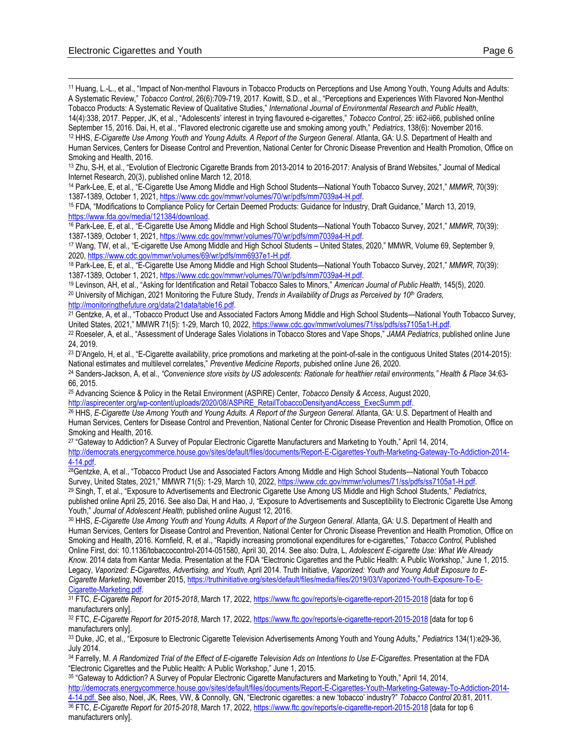[11] Huang, L.-L., et al., "Impact of Non-menthol Flavours in Tobacco Products on Perceptions and Use Among Youth, Young Adults and Adults: A Systematic Review," *Tobacco Control*, 26(6):709-719, 2017. Kowitt, S.D., et al., "Perceptions and Experiences With Flavored Non-Menthol Tobacco Products: A Systematic Review of Qualitative Studies," *International Journal of Environmental Research and Public Health*, 14(4):338, 2017. Pepper, JK, et al., "Adolescents' interest in trying flavoured e-cigarettes," *Tobacco Control*, 25: ii62-ii66, published online September 15, 2016. Dai, H, et al., "Flavored electronic cigarette use and smoking among youth," *Pediatrics*, 138(6): November 2016.

[12] HHS, *E-Cigarette Use Among Youth and Young Adults. A Report of the Surgeon General*. Atlanta, GA: U.S. Department of Health and Human Services, Centers for Disease Control and Prevention, National Center for Chronic Disease Prevention and Health Promotion, Office on Smoking and Health, 2016.

[13] Zhu, S-H, et al., "Evolution of Electronic Cigarette Brands from 2013-2014 to 2016-2017: Analysis of Brand Websites," Journal of Medical Internet Research, 20(3), published online March 12, 2018.

[14] Park-Lee, E, et al., "E-Cigarette Use Among Middle and High School Students—National Youth Tobacco Survey, 2021," *MMWR*, 70(39): 1387-1389, October 1, 2021, https://www.cdc.gov/mmwr/volumes/70/wr/pdfs/mm7039a4-H.pdf.

[15] FDA, "Modifications to Compliance Policy for Certain Deemed Products: Guidance for Industry, Draft Guidance," March 13, 2019, https://www.fda.gov/media/121384/download.

[16] Park-Lee, E, et al., "E-Cigarette Use Among Middle and High School Students—National Youth Tobacco Survey, 2021," *MMWR*, 70(39): 1387-1389, October 1, 2021, https://www.cdc.gov/mmwr/volumes/70/wr/pdfs/mm7039a4-H.pdf.

[17] Wang, TW, et al., "E-cigarette Use Among Middle and High School Students – United States, 2020," MMWR, Volume 69, September 9, 2020, https://www.cdc.gov/mmwr/volumes/69/wr/pdfs/mm6937e1-H.pdf.

[18] Park-Lee, E, et al., "E-Cigarette Use Among Middle and High School Students—National Youth Tobacco Survey, 2021," *MMWR*, 70(39): 1387-1389, October 1, 2021, https://www.cdc.gov/mmwr/volumes/70/wr/pdfs/mm7039a4-H.pdf.

[19] Levinson, AH, et al., "Asking for Identification and Retail Tobacco Sales to Minors," *American Journal of Public Health*, 145(5), 2020.

[20] University of Michigan, 2021 Monitoring the Future Study, *Trends in Availability of Drugs as Perceived by 10th Graders,* http://monitoringthefuture.org/data/21data/table16.pdf.

[21] Gentzke, A, et al., "Tobacco Product Use and Associated Factors Among Middle and High School Students—National Youth Tobacco Survey, United States, 2021," MMWR 71(5): 1-29, March 10, 2022, https://www.cdc.gov/mmwr/volumes/71/ss/pdfs/ss7105a1-H.pdf.

[22] Roeseler, A, et al., "Assessment of Underage Sales Violations in Tobacco Stores and Vape Shops," *JAMA Pediatrics*, published online June 24, 2019.

[23] D'Angelo, H, et al., "E-Cigarette availability, price promotions and marketing at the point-of-sale in the contiguous United States (2014-2015): National estimates and multilevel correlates," *Preventive Medicine Reports*, pubished online June 26, 2020.

[24] Sanders-Jackson, A, et al., *"Convenience store visits by US adolescents: Rationale for healthier retail environments," Health & Place* 34:63-66, 2015.

[25] Advancing Science & Policy in the Retail Environment (ASPiRE) Center, *Tobacco Density & Access*, August 2020, http://aspirecenter.org/wp-content/uploads/2020/08/ASPiRE_RetailTobaccoDensityandAccess_ExecSumm.pdf.

[26] HHS, *E-Cigarette Use Among Youth and Young Adults. A Report of the Surgeon General*. Atlanta, GA: U.S. Department of Health and Human Services, Centers for Disease Control and Prevention, National Center for Chronic Disease Prevention and Health Promotion, Office on Smoking and Health, 2016.

[27] "Gateway to Addiction? A Survey of Popular Electronic Cigarette Manufacturers and Marketing to Youth," April 14, 2014, http://democrats.energycommerce.house.gov/sites/default/files/documents/Report-E-Cigarettes-Youth-Marketing-Gateway-To-Addiction-2014-4-14.pdf.

[28] Gentzke, A, et al., "Tobacco Product Use and Associated Factors Among Middle and High School Students—National Youth Tobacco Survey, United States, 2021," MMWR 71(5): 1-29, March 10, 2022, https://www.cdc.gov/mmwr/volumes/71/ss/pdfs/ss7105a1-H.pdf.

[29] Singh, T, et al., "Exposure to Advertisements and Electronic Cigarette Use Among US Middle and High School Students," *Pediatrics*, published online April 25, 2016. See also Dai, H and Hao, J, "Exposure to Advertisements and Susceptibility to Electronic Cigarette Use Among Youth," *Journal of Adolescent Health*, published online August 12, 2016.

[30] HHS, *E-Cigarette Use Among Youth and Young Adults. A Report of the Surgeon General*. Atlanta, GA: U.S. Department of Health and Human Services, Centers for Disease Control and Prevention, National Center for Chronic Disease Prevention and Health Promotion, Office on Smoking and Health, 2016. Kornfield, R, et al., "Rapidly increasing promotional expenditures for e-cigarettes," *Tobacco Control,* Published Online First, doi: 10.1136/tobaccocontrol-2014-051580, April 30, 2014. See also: Dutra, L, *Adolescent E-cigarette Use: What We Already Know.* 2014 data from Kantar Media. Presentation at the FDA "Electronic Cigarettes and the Public Health: A Public Workshop," June 1, 2015. Legacy, *Vaporized: E-Cigarettes, Advertising, and Youth,* April 2014. Truth Initiative, *Vaporized: Youth and Young Adult Exposure to E-Cigarette Marketing*, November 2015, https://truthinitiative.org/sites/default/files/media/files/2019/03/Vaporized-Youth-Exposure-To-E-Cigarette-Marketing.pdf.

[31] FTC, *E-Cigarette Report for 2015-2018*, March 17, 2022, https://www.ftc.gov/reports/e-cigarette-report-2015-2018 [data for top 6 manufacturers only].

[32] FTC, *E-Cigarette Report for 2015-2018*, March 17, 2022, https://www.ftc.gov/reports/e-cigarette-report-2015-2018 [data for top 6 manufacturers only].

[33] Duke, JC, et al., "Exposure to Electronic Cigarette Television Advertisements Among Youth and Young Adults," *Pediatrics* 134(1):e29-36, July 2014.

[34] Farrelly, M. *A Randomized Trial of the Effect of E-cigarette Television Ads on Intentions to Use E-Cigarettes.* Presentation at the FDA "Electronic Cigarettes and the Public Health: A Public Workshop," June 1, 2015.

[35] "Gateway to Addiction? A Survey of Popular Electronic Cigarette Manufacturers and Marketing to Youth," April 14, 2014, http://democrats.energycommerce.house.gov/sites/default/files/documents/Report-E-Cigarettes-Youth-Marketing-Gateway-To-Addiction-2014-4-14.pdf. See also, Noel, JK, Rees, VW, & Connolly, GN, "Electronic cigarettes: a new 'tobacco' industry?" *Tobacco Control* 20:81, 2011.

[36] FTC, *E-Cigarette Report for 2015-2018*, March 17, 2022, https://www.ftc.gov/reports/e-cigarette-report-2015-2018 [data for top 6 manufacturers only].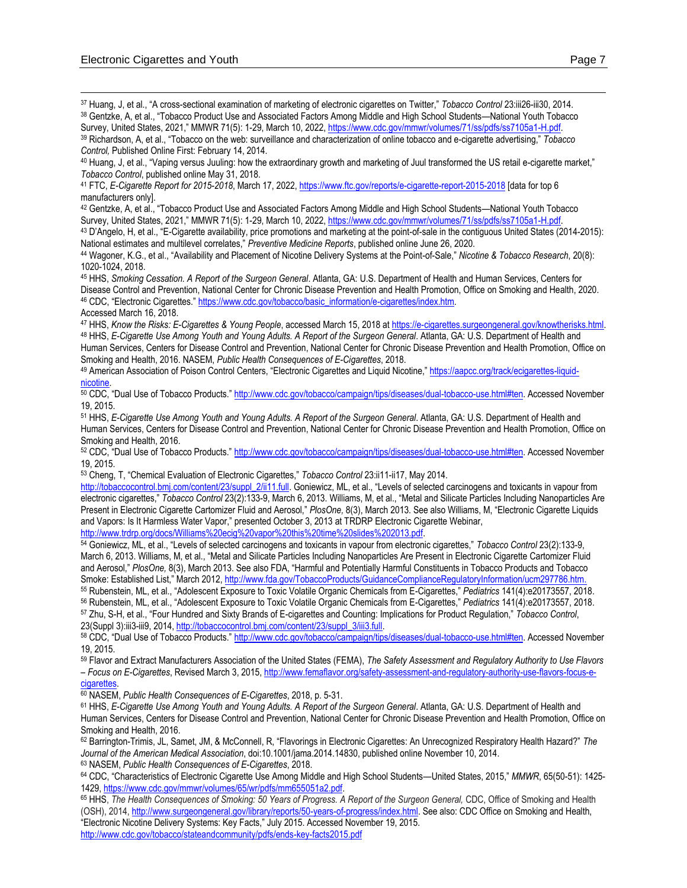[37] Huang, J, et al., "A cross-sectional examination of marketing of electronic cigarettes on Twitter," *Tobacco Control* 23:iii26-iii30, 2014.

[38] Gentzke, A, et al., "Tobacco Product Use and Associated Factors Among Middle and High School Students—National Youth Tobacco Survey, United States, 2021," MMWR 71(5): 1-29, March 10, 2022, https://www.cdc.gov/mmwr/volumes/71/ss/pdfs/ss7105a1-H.pdf.

[39] Richardson, A, et al., "Tobacco on the web: surveillance and characterization of online tobacco and e-cigarette advertising," *Tobacco Control,* Published Online First: February 14, 2014.

[40] Huang, J, et al., "Vaping versus Juuling: how the extraordinary growth and marketing of Juul transformed the US retail e-cigarette market," *Tobacco Control*, published online May 31, 2018.

[41] FTC, *E-Cigarette Report for 2015-2018*, March 17, 2022, https://www.ftc.gov/reports/e-cigarette-report-2015-2018 [data for top 6 manufacturers only].

[42] Gentzke, A, et al., "Tobacco Product Use and Associated Factors Among Middle and High School Students—National Youth Tobacco Survey, United States, 2021," MMWR 71(5): 1-29, March 10, 2022, https://www.cdc.gov/mmwr/volumes/71/ss/pdfs/ss7105a1-H.pdf.

[43] D'Angelo, H, et al., "E-Cigarette availability, price promotions and marketing at the point-of-sale in the contiguous United States (2014-2015): National estimates and multilevel correlates," *Preventive Medicine Reports*, published online June 26, 2020.

[44] Wagoner, K.G., et al., "Availability and Placement of Nicotine Delivery Systems at the Point-of-Sale," *Nicotine & Tobacco Research*, 20(8): 1020-1024, 2018.

[45] HHS, *Smoking Cessation. A Report of the Surgeon General*. Atlanta, GA: U.S. Department of Health and Human Services, Centers for Disease Control and Prevention, National Center for Chronic Disease Prevention and Health Promotion, Office on Smoking and Health, 2020.

[46] CDC, "Electronic Cigarettes." https://www.cdc.gov/tobacco/basic_information/e-cigarettes/index.htm. Accessed March 16, 2018.

[47] HHS, *Know the Risks: E-Cigarettes & Young People*, accessed March 15, 2018 at https://e-cigarettes.surgeongeneral.gov/knowtherisks.html.

[48] HHS, *E-Cigarette Use Among Youth and Young Adults. A Report of the Surgeon General*. Atlanta, GA: U.S. Department of Health and Human Services, Centers for Disease Control and Prevention, National Center for Chronic Disease Prevention and Health Promotion, Office on Smoking and Health, 2016. NASEM, *Public Health Consequences of E-Cigarettes*, 2018.

[49] American Association of Poison Control Centers, "Electronic Cigarettes and Liquid Nicotine," https://aapcc.org/track/ecigarettes-liquid-nicotine.

[50] CDC, "Dual Use of Tobacco Products." http://www.cdc.gov/tobacco/campaign/tips/diseases/dual-tobacco-use.html#ten. Accessed November 19, 2015.

[51] HHS, *E-Cigarette Use Among Youth and Young Adults. A Report of the Surgeon General*. Atlanta, GA: U.S. Department of Health and Human Services, Centers for Disease Control and Prevention, National Center for Chronic Disease Prevention and Health Promotion, Office on Smoking and Health, 2016.

[52] CDC, "Dual Use of Tobacco Products." http://www.cdc.gov/tobacco/campaign/tips/diseases/dual-tobacco-use.html#ten. Accessed November 19, 2015.

[53] Cheng, T, "Chemical Evaluation of Electronic Cigarettes," *Tobacco Control* 23:ii11-ii17, May 2014. http://tobaccocontrol.bmj.com/content/23/suppl_2/ii11.full. Goniewicz, ML, et al., "Levels of selected carcinogens and toxicants in vapour from electronic cigarettes," *Tobacco Control* 23(2):133-9, March 6, 2013. Williams, M, et al., "Metal and Silicate Particles Including Nanoparticles Are Present in Electronic Cigarette Cartomizer Fluid and Aerosol," *PlosOne,* 8(3), March 2013. See also Williams, M, "Electronic Cigarette Liquids and Vapors: Is It Harmless Water Vapor," presented October 3, 2013 at TRDRP Electronic Cigarette Webinar, http://www.trdrp.org/docs/Williams%20ecig%20vapor%20this%20time%20slides%202013.pdf.

[54] Goniewicz, ML, et al., "Levels of selected carcinogens and toxicants in vapour from electronic cigarettes," *Tobacco Control* 23(2):133-9, March 6, 2013. Williams, M, et al., "Metal and Silicate Particles Including Nanoparticles Are Present in Electronic Cigarette Cartomizer Fluid and Aerosol," *PlosOne,* 8(3), March 2013. See also FDA, "Harmful and Potentially Harmful Constituents in Tobacco Products and Tobacco Smoke: Established List," March 2012, http://www.fda.gov/TobaccoProducts/GuidanceComplianceRegulatoryInformation/ucm297786.htm.

[55] Rubenstein, ML, et al., "Adolescent Exposure to Toxic Volatile Organic Chemicals from E-Cigarettes," *Pediatrics* 141(4):e20173557, 2018.

[56] Rubenstein, ML, et al., "Adolescent Exposure to Toxic Volatile Organic Chemicals from E-Cigarettes," *Pediatrics* 141(4):e20173557, 2018.

[57] Zhu, S-H, et al., "Four Hundred and Sixty Brands of E-cigarettes and Counting: Implications for Product Regulation," *Tobacco Control*, 23(Suppl 3):iii3-iii9, 2014, http://tobaccocontrol.bmj.com/content/23/suppl_3/iii3.full.

[58] CDC, "Dual Use of Tobacco Products." http://www.cdc.gov/tobacco/campaign/tips/diseases/dual-tobacco-use.html#ten. Accessed November 19, 2015.

[59] Flavor and Extract Manufacturers Association of the United States (FEMA), *The Safety Assessment and Regulatory Authority to Use Flavors – Focus on E-Cigarettes*, Revised March 3, 2015, http://www.femaflavor.org/safety-assessment-and-regulatory-authority-use-flavors-focus-e-cigarettes.

[60] NASEM, *Public Health Consequences of E-Cigarettes*, 2018, p. 5-31.

[61] HHS, *E-Cigarette Use Among Youth and Young Adults. A Report of the Surgeon General*. Atlanta, GA: U.S. Department of Health and Human Services, Centers for Disease Control and Prevention, National Center for Chronic Disease Prevention and Health Promotion, Office on Smoking and Health, 2016.

[62] Barrington-Trimis, JL, Samet, JM, & McConnell, R, "Flavorings in Electronic Cigarettes: An Unrecognized Respiratory Health Hazard?" *The Journal of the American Medical Association*, doi:10.1001/jama.2014.14830, published online November 10, 2014.

[63] NASEM, *Public Health Consequences of E-Cigarettes*, 2018.

[64] CDC, "Characteristics of Electronic Cigarette Use Among Middle and High School Students—United States, 2015," *MMWR*, 65(50-51): 1425-1429, https://www.cdc.gov/mmwr/volumes/65/wr/pdfs/mm655051a2.pdf.

[65] HHS, *The Health Consequences of Smoking: 50 Years of Progress. A Report of the Surgeon General,* CDC, Office of Smoking and Health (OSH), 2014, http://www.surgeongeneral.gov/library/reports/50-years-of-progress/index.html. See also: CDC Office on Smoking and Health, "Electronic Nicotine Delivery Systems: Key Facts," July 2015. Accessed November 19, 2015. http://www.cdc.gov/tobacco/stateandcommunity/pdfs/ends-key-facts2015.pdf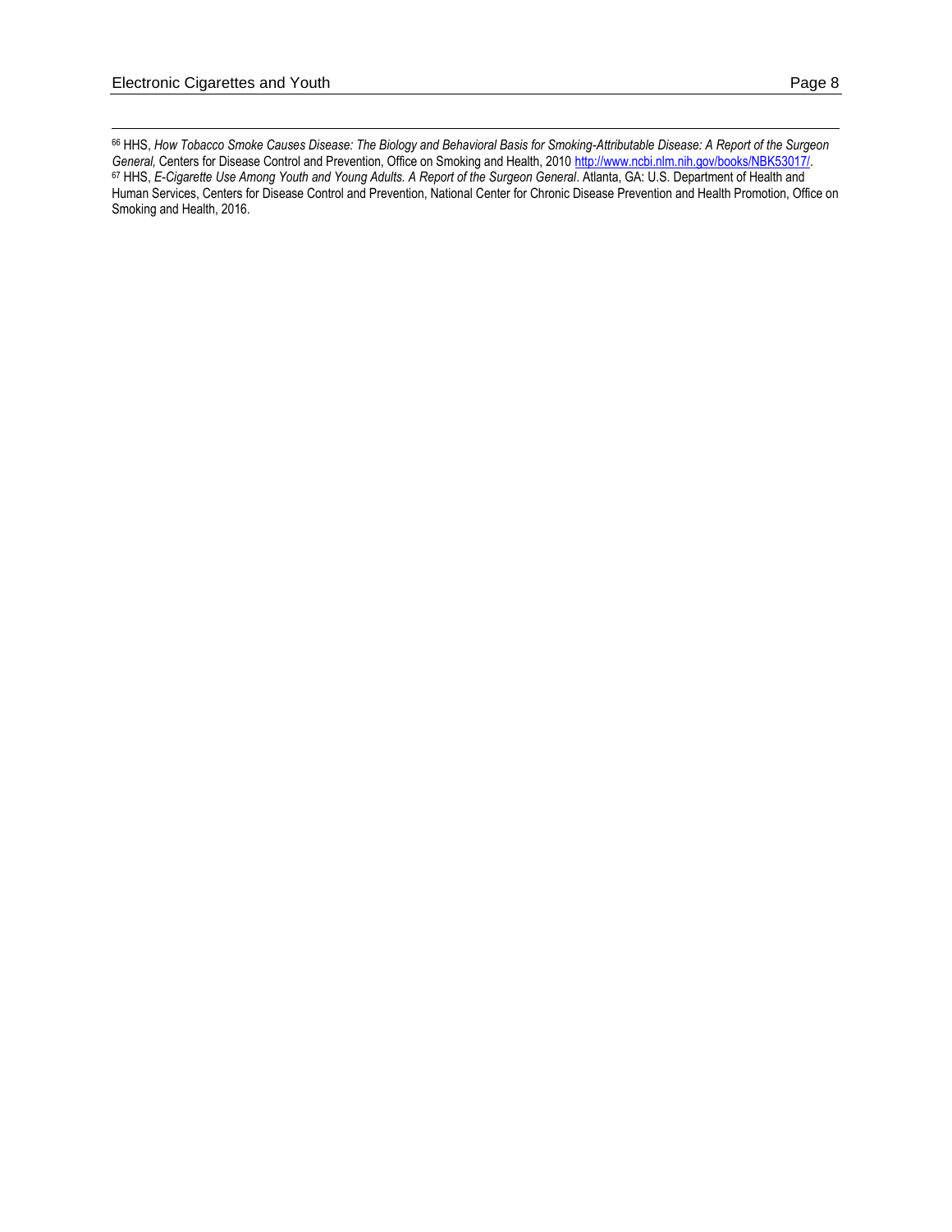[66] HHS, *How Tobacco Smoke Causes Disease: The Biology and Behavioral Basis for Smoking-Attributable Disease: A Report of the Surgeon General,* Centers for Disease Control and Prevention, Office on Smoking and Health, 2010 http://www.ncbi.nlm.nih.gov/books/NBK53017/.

[67] HHS, *E-Cigarette Use Among Youth and Young Adults. A Report of the Surgeon General*. Atlanta, GA: U.S. Department of Health and Human Services, Centers for Disease Control and Prevention, National Center for Chronic Disease Prevention and Health Promotion, Office on Smoking and Health, 2016.